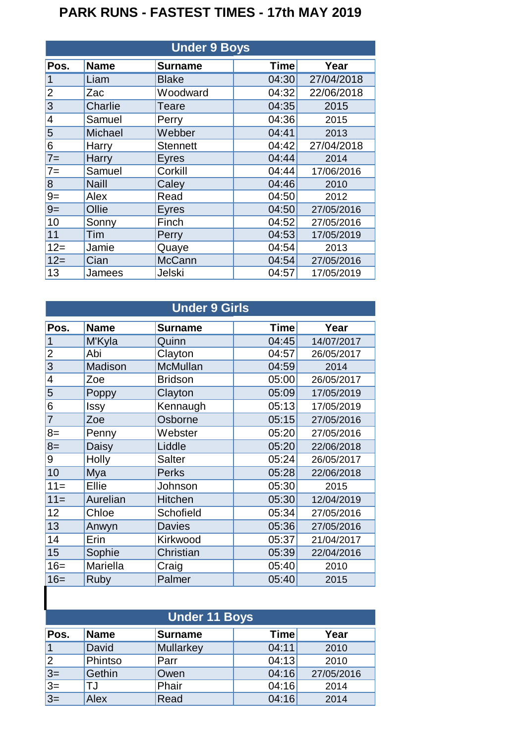# PARK RUNS - FASTEST TIMES - 17th MAY 2019

## Under 9 Boys

| Pos. | Name | Surname | Time | Year |
|---|---|---|---|---|
| 1 | Liam | Blake | 04:30 | 27/04/2018 |
| 2 | Zac | Woodward | 04:32 | 22/06/2018 |
| 3 | Charlie | Teare | 04:35 | 2015 |
| 4 | Samuel | Perry | 04:36 | 2015 |
| 5 | Michael | Webber | 04:41 | 2013 |
| 6 | Harry | Stennett | 04:42 | 27/04/2018 |
| 7= | Harry | Eyres | 04:44 | 2014 |
| 7= | Samuel | Corkill | 04:44 | 17/06/2016 |
| 8 | Naill | Caley | 04:46 | 2010 |
| 9= | Alex | Read | 04:50 | 2012 |
| 9= | Ollie | Eyres | 04:50 | 27/05/2016 |
| 10 | Sonny | Finch | 04:52 | 27/05/2016 |
| 11 | Tim | Perry | 04:53 | 17/05/2019 |
| 12= | Jamie | Quaye | 04:54 | 2013 |
| 12= | Cian | McCann | 04:54 | 27/05/2016 |
| 13 | Jamees | Jelski | 04:57 | 17/05/2019 |

## Under 9 Girls

| Pos. | Name | Surname | Time | Year |
|---|---|---|---|---|
| 1 | M'Kyla | Quinn | 04:45 | 14/07/2017 |
| 2 | Abi | Clayton | 04:57 | 26/05/2017 |
| 3 | Madison | McMullan | 04:59 | 2014 |
| 4 | Zoe | Bridson | 05:00 | 26/05/2017 |
| 5 | Poppy | Clayton | 05:09 | 17/05/2019 |
| 6 | Issy | Kennaugh | 05:13 | 17/05/2019 |
| 7 | Zoe | Osborne | 05:15 | 27/05/2016 |
| 8= | Penny | Webster | 05:20 | 27/05/2016 |
| 8= | Daisy | Liddle | 05:20 | 22/06/2018 |
| 9 | Holly | Salter | 05:24 | 26/05/2017 |
| 10 | Mya | Perks | 05:28 | 22/06/2018 |
| 11= | Ellie | Johnson | 05:30 | 2015 |
| 11= | Aurelian | Hitchen | 05:30 | 12/04/2019 |
| 12 | Chloe | Schofield | 05:34 | 27/05/2016 |
| 13 | Anwyn | Davies | 05:36 | 27/05/2016 |
| 14 | Erin | Kirkwood | 05:37 | 21/04/2017 |
| 15 | Sophie | Christian | 05:39 | 22/04/2016 |
| 16= | Mariella | Craig | 05:40 | 2010 |
| 16= | Ruby | Palmer | 05:40 | 2015 |

## Under 11 Boys

| Pos. | Name | Surname | Time | Year |
|---|---|---|---|---|
| 1 | David | Mullarkey | 04:11 | 2010 |
| 2 | Phintso | Parr | 04:13 | 2010 |
| 3= | Gethin | Owen | 04:16 | 27/05/2016 |
| 3= | TJ | Phair | 04:16 | 2014 |
| 3= | Alex | Read | 04:16 | 2014 |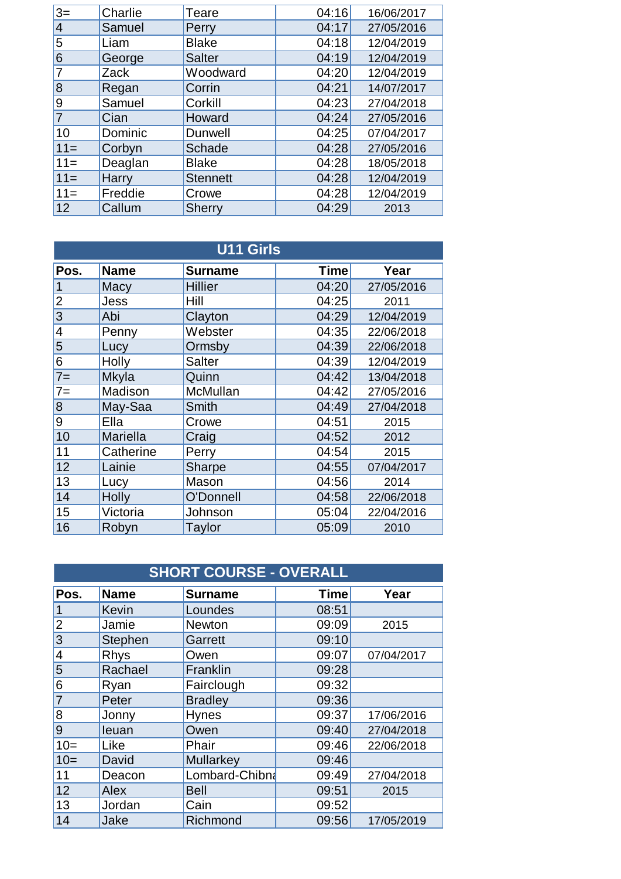| | | | | |
|---|---|---|---|---|
| 3= | Charlie | Teare | 04:16 | 16/06/2017 |
| 4 | Samuel | Perry | 04:17 | 27/05/2016 |
| 5 | Liam | Blake | 04:18 | 12/04/2019 |
| 6 | George | Salter | 04:19 | 12/04/2019 |
| 7 | Zack | Woodward | 04:20 | 12/04/2019 |
| 8 | Regan | Corrin | 04:21 | 14/07/2017 |
| 9 | Samuel | Corkill | 04:23 | 27/04/2018 |
| 7 | Cian | Howard | 04:24 | 27/05/2016 |
| 10 | Dominic | Dunwell | 04:25 | 07/04/2017 |
| 11= | Corbyn | Schade | 04:28 | 27/05/2016 |
| 11= | Deaglan | Blake | 04:28 | 18/05/2018 |
| 11= | Harry | Stennett | 04:28 | 12/04/2019 |
| 11= | Freddie | Crowe | 04:28 | 12/04/2019 |
| 12 | Callum | Sherry | 04:29 | 2013 |

## U11 Girls

| Pos. | Name | Surname | Time | Year |
|---|---|---|---|---|
| 1 | Macy | Hillier | 04:20 | 27/05/2016 |
| 2 | Jess | Hill | 04:25 | 2011 |
| 3 | Abi | Clayton | 04:29 | 12/04/2019 |
| 4 | Penny | Webster | 04:35 | 22/06/2018 |
| 5 | Lucy | Ormsby | 04:39 | 22/06/2018 |
| 6 | Holly | Salter | 04:39 | 12/04/2019 |
| 7= | Mkyla | Quinn | 04:42 | 13/04/2018 |
| 7= | Madison | McMullan | 04:42 | 27/05/2016 |
| 8 | May-Saa | Smith | 04:49 | 27/04/2018 |
| 9 | Ella | Crowe | 04:51 | 2015 |
| 10 | Mariella | Craig | 04:52 | 2012 |
| 11 | Catherine | Perry | 04:54 | 2015 |
| 12 | Lainie | Sharpe | 04:55 | 07/04/2017 |
| 13 | Lucy | Mason | 04:56 | 2014 |
| 14 | Holly | O'Donnell | 04:58 | 22/06/2018 |
| 15 | Victoria | Johnson | 05:04 | 22/04/2016 |
| 16 | Robyn | Taylor | 05:09 | 2010 |

## SHORT COURSE - OVERALL

| Pos. | Name | Surname | Time | Year |
|---|---|---|---|---|
| 1 | Kevin | Loundes | 08:51 | |
| 2 | Jamie | Newton | 09:09 | 2015 |
| 3 | Stephen | Garrett | 09:10 | |
| 4 | Rhys | Owen | 09:07 | 07/04/2017 |
| 5 | Rachael | Franklin | 09:28 | |
| 6 | Ryan | Fairclough | 09:32 | |
| 7 | Peter | Bradley | 09:36 | |
| 8 | Jonny | Hynes | 09:37 | 17/06/2016 |
| 9 | Ieuan | Owen | 09:40 | 27/04/2018 |
| 10= | Like | Phair | 09:46 | 22/06/2018 |
| 10= | David | Mullarkey | 09:46 | |
| 11 | Deacon | Lombard-Chibna | 09:49 | 27/04/2018 |
| 12 | Alex | Bell | 09:51 | 2015 |
| 13 | Jordan | Cain | 09:52 | |
| 14 | Jake | Richmond | 09:56 | 17/05/2019 |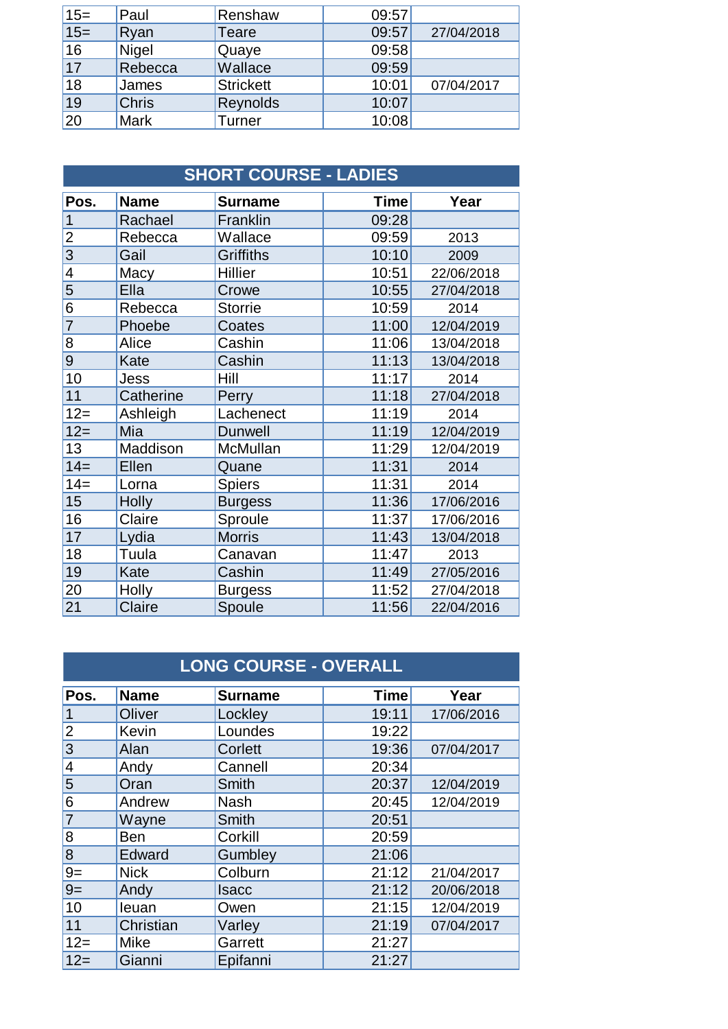| 15= | Paul | Renshaw | 09:57 | |
|---|---|---|---|---|
| 15= | Ryan | Teare | 09:57 | 27/04/2018 |
| 16 | Nigel | Quaye | 09:58 | |
| 17 | Rebecca | Wallace | 09:59 | |
| 18 | James | Strickett | 10:01 | 07/04/2017 |
| 19 | Chris | Reynolds | 10:07 | |
| 20 | Mark | Turner | 10:08 | |

## SHORT COURSE - LADIES

| Pos. | Name | Surname | Time | Year |
|---|---|---|---|---|
| 1 | Rachael | Franklin | 09:28 | |
| 2 | Rebecca | Wallace | 09:59 | 2013 |
| 3 | Gail | Griffiths | 10:10 | 2009 |
| 4 | Macy | Hillier | 10:51 | 22/06/2018 |
| 5 | Ella | Crowe | 10:55 | 27/04/2018 |
| 6 | Rebecca | Storrie | 10:59 | 2014 |
| 7 | Phoebe | Coates | 11:00 | 12/04/2019 |
| 8 | Alice | Cashin | 11:06 | 13/04/2018 |
| 9 | Kate | Cashin | 11:13 | 13/04/2018 |
| 10 | Jess | Hill | 11:17 | 2014 |
| 11 | Catherine | Perry | 11:18 | 27/04/2018 |
| 12= | Ashleigh | Lachenect | 11:19 | 2014 |
| 12= | Mia | Dunwell | 11:19 | 12/04/2019 |
| 13 | Maddison | McMullan | 11:29 | 12/04/2019 |
| 14= | Ellen | Quane | 11:31 | 2014 |
| 14= | Lorna | Spiers | 11:31 | 2014 |
| 15 | Holly | Burgess | 11:36 | 17/06/2016 |
| 16 | Claire | Sproule | 11:37 | 17/06/2016 |
| 17 | Lydia | Morris | 11:43 | 13/04/2018 |
| 18 | Tuula | Canavan | 11:47 | 2013 |
| 19 | Kate | Cashin | 11:49 | 27/05/2016 |
| 20 | Holly | Burgess | 11:52 | 27/04/2018 |
| 21 | Claire | Spoule | 11:56 | 22/04/2016 |

## LONG COURSE - OVERALL

| Pos. | Name | Surname | Time | Year |
|---|---|---|---|---|
| 1 | Oliver | Lockley | 19:11 | 17/06/2016 |
| 2 | Kevin | Loundes | 19:22 | |
| 3 | Alan | Corlett | 19:36 | 07/04/2017 |
| 4 | Andy | Cannell | 20:34 | |
| 5 | Oran | Smith | 20:37 | 12/04/2019 |
| 6 | Andrew | Nash | 20:45 | 12/04/2019 |
| 7 | Wayne | Smith | 20:51 | |
| 8 | Ben | Corkill | 20:59 | |
| 8 | Edward | Gumbley | 21:06 | |
| 9= | Nick | Colburn | 21:12 | 21/04/2017 |
| 9= | Andy | Isacc | 21:12 | 20/06/2018 |
| 10 | Ieuan | Owen | 21:15 | 12/04/2019 |
| 11 | Christian | Varley | 21:19 | 07/04/2017 |
| 12= | Mike | Garrett | 21:27 | |
| 12= | Gianni | Epifanni | 21:27 | |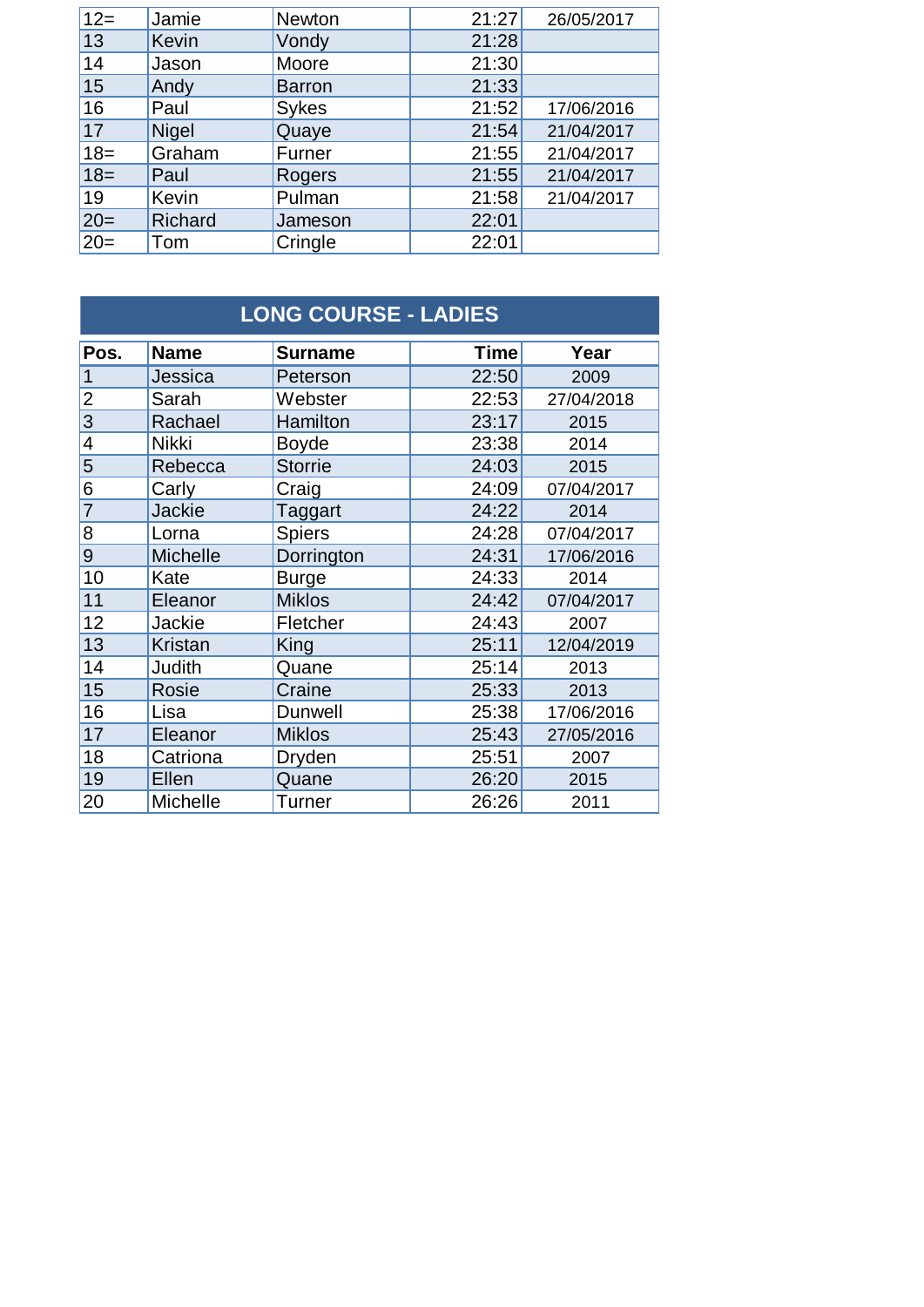| | | | | |
|---|---|---|---|---|
| 12= | Jamie | Newton | 21:27 | 26/05/2017 |
| 13 | Kevin | Vondy | 21:28 | |
| 14 | Jason | Moore | 21:30 | |
| 15 | Andy | Barron | 21:33 | |
| 16 | Paul | Sykes | 21:52 | 17/06/2016 |
| 17 | Nigel | Quaye | 21:54 | 21/04/2017 |
| 18= | Graham | Furner | 21:55 | 21/04/2017 |
| 18= | Paul | Rogers | 21:55 | 21/04/2017 |
| 19 | Kevin | Pulman | 21:58 | 21/04/2017 |
| 20= | Richard | Jameson | 22:01 | |
| 20= | Tom | Cringle | 22:01 | |

## LONG COURSE - LADIES

| Pos. | Name | Surname | Time | Year |
|---|---|---|---|---|
| 1 | Jessica | Peterson | 22:50 | 2009 |
| 2 | Sarah | Webster | 22:53 | 27/04/2018 |
| 3 | Rachael | Hamilton | 23:17 | 2015 |
| 4 | Nikki | Boyde | 23:38 | 2014 |
| 5 | Rebecca | Storrie | 24:03 | 2015 |
| 6 | Carly | Craig | 24:09 | 07/04/2017 |
| 7 | Jackie | Taggart | 24:22 | 2014 |
| 8 | Lorna | Spiers | 24:28 | 07/04/2017 |
| 9 | Michelle | Dorrington | 24:31 | 17/06/2016 |
| 10 | Kate | Burge | 24:33 | 2014 |
| 11 | Eleanor | Miklos | 24:42 | 07/04/2017 |
| 12 | Jackie | Fletcher | 24:43 | 2007 |
| 13 | Kristan | King | 25:11 | 12/04/2019 |
| 14 | Judith | Quane | 25:14 | 2013 |
| 15 | Rosie | Craine | 25:33 | 2013 |
| 16 | Lisa | Dunwell | 25:38 | 17/06/2016 |
| 17 | Eleanor | Miklos | 25:43 | 27/05/2016 |
| 18 | Catriona | Dryden | 25:51 | 2007 |
| 19 | Ellen | Quane | 26:20 | 2015 |
| 20 | Michelle | Turner | 26:26 | 2011 |